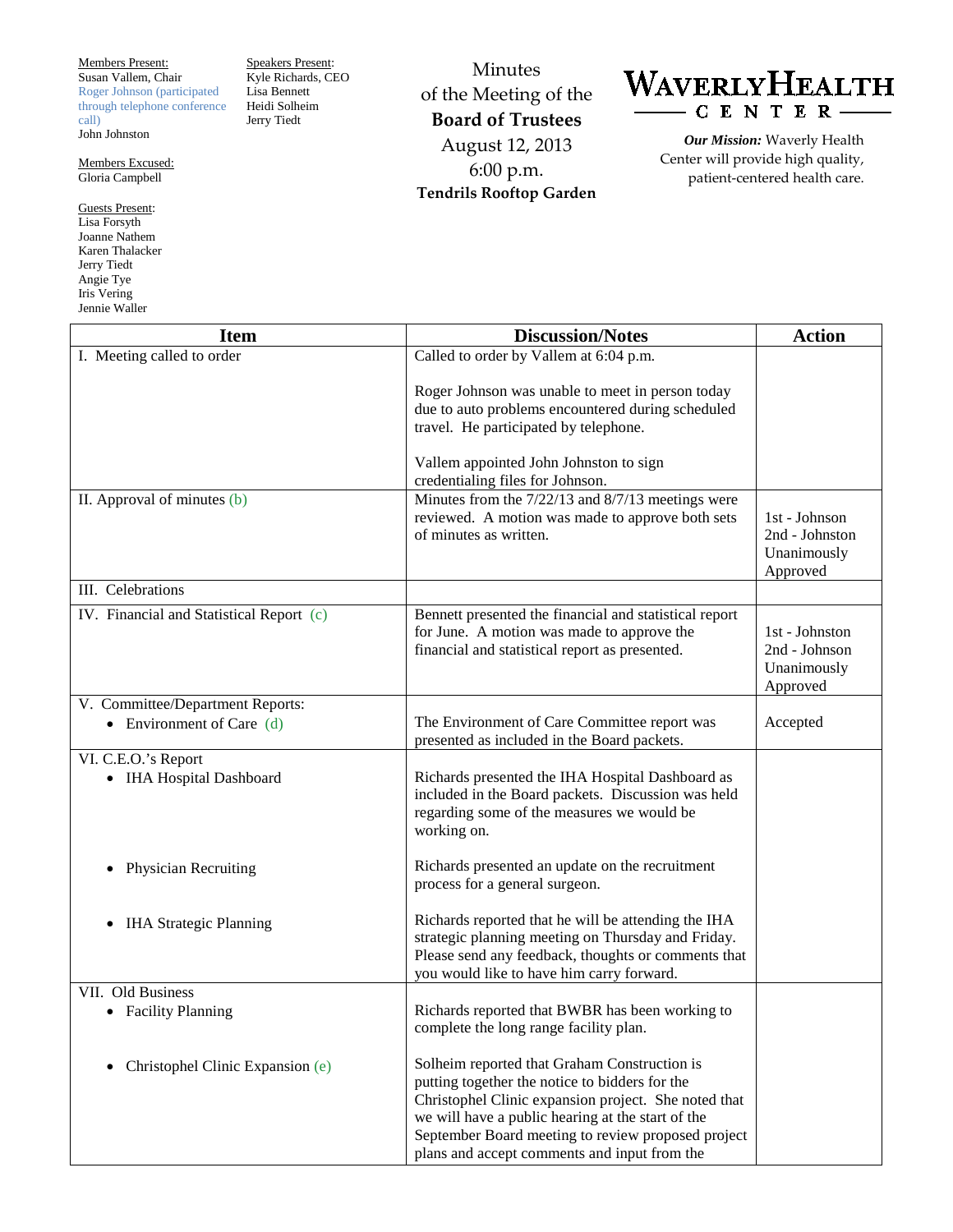Members Present:
Susan Vallem, Chair
Roger Johnson (participated through telephone conference call)
John Johnston

Members Excused:
Gloria Campbell

Guests Present:
Lisa Forsyth
Joanne Nathem
Karen Thalacker
Jerry Tiedt
Angie Tye
Iris Vering
Jennie Waller

Speakers Present:
Kyle Richards, CEO
Lisa Bennett
Heidi Solheim
Jerry Tiedt

# Minutes of the Meeting of the Board of Trustees

August 12, 2013
6:00 p.m.
**Tendrils Rooftop Garden**

**WAVERLY HEALTH CENTER**

***Our Mission:*** Waverly Health Center will provide high quality, patient-centered health care.

| Item | Discussion/Notes | Action |
|---|---|---|
| I. Meeting called to order | Called to order by Vallem at 6:04 p.m.<br><br>Roger Johnson was unable to meet in person today due to auto problems encountered during scheduled travel. He participated by telephone.<br><br>Vallem appointed John Johnston to sign credentialing files for Johnson. | |
| II. Approval of minutes (b) | Minutes from the 7/22/13 and 8/7/13 meetings were reviewed. A motion was made to approve both sets of minutes as written. | 1st - Johnson<br>2nd - Johnston<br>Unanimously Approved |
| III. Celebrations | | |
| IV. Financial and Statistical Report (c) | Bennett presented the financial and statistical report for June. A motion was made to approve the financial and statistical report as presented. | 1st - Johnston<br>2nd - Johnson<br>Unanimously Approved |
| V. Committee/Department Reports:<br>• Environment of Care (d) | The Environment of Care Committee report was presented as included in the Board packets. | Accepted |
| VI. C.E.O.'s Report<br>• IHA Hospital Dashboard | Richards presented the IHA Hospital Dashboard as included in the Board packets. Discussion was held regarding some of the measures we would be working on. | |
| • Physician Recruiting | Richards presented an update on the recruitment process for a general surgeon. | |
| • IHA Strategic Planning | Richards reported that he will be attending the IHA strategic planning meeting on Thursday and Friday. Please send any feedback, thoughts or comments that you would like to have him carry forward. | |
| VII. Old Business<br>• Facility Planning | Richards reported that BWBR has been working to complete the long range facility plan. | |
| • Christophel Clinic Expansion (e) | Solheim reported that Graham Construction is putting together the notice to bidders for the Christophel Clinic expansion project. She noted that we will have a public hearing at the start of the September Board meeting to review proposed project plans and accept comments and input from the | |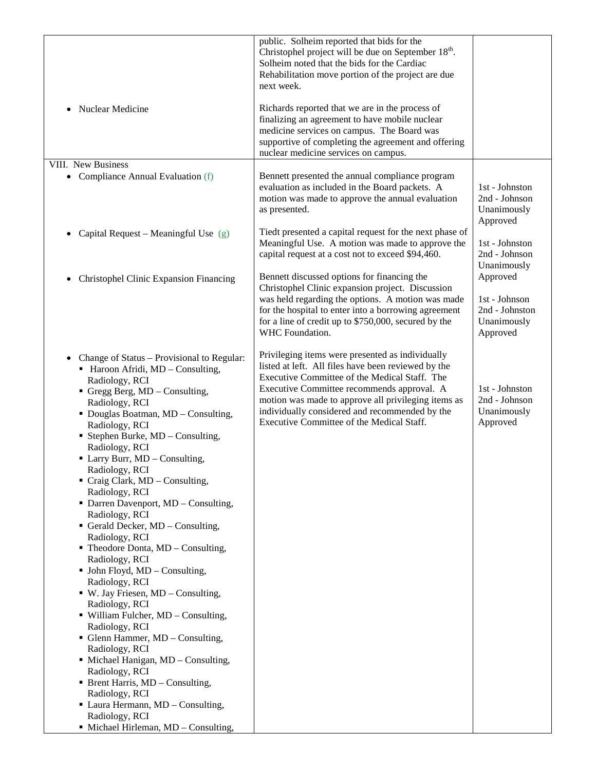| | | |
|---|---|---|
| | public. Solheim reported that bids for the Christophel project will be due on September 18th. Solheim noted that the bids for the Cardiac Rehabilitation move portion of the project are due next week. | |
| • Nuclear Medicine | Richards reported that we are in the process of finalizing an agreement to have mobile nuclear medicine services on campus. The Board was supportive of completing the agreement and offering nuclear medicine services on campus. | |
| VIII. New Business<br>• Compliance Annual Evaluation (f) | Bennett presented the annual compliance program evaluation as included in the Board packets. A motion was made to approve the annual evaluation as presented. | 1st - Johnston<br>2nd - Johnson<br>Unanimously Approved |
| • Capital Request – Meaningful Use (g) | Tiedt presented a capital request for the next phase of Meaningful Use. A motion was made to approve the capital request at a cost not to exceed $94,460. | 1st - Johnston<br>2nd - Johnson<br>Unanimously Approved |
| • Christophel Clinic Expansion Financing | Bennett discussed options for financing the Christophel Clinic expansion project. Discussion was held regarding the options. A motion was made for the hospital to enter into a borrowing agreement for a line of credit up to $750,000, secured by the WHC Foundation. | 1st - Johnson<br>2nd - Johnston<br>Unanimously Approved |
| • Change of Status – Provisional to Regular:<br>▪ Haroon Afridi, MD – Consulting, Radiology, RCI<br>▪ Gregg Berg, MD – Consulting, Radiology, RCI<br>▪ Douglas Boatman, MD – Consulting, Radiology, RCI<br>▪ Stephen Burke, MD – Consulting, Radiology, RCI<br>▪ Larry Burr, MD – Consulting, Radiology, RCI<br>▪ Craig Clark, MD – Consulting, Radiology, RCI<br>▪ Darren Davenport, MD – Consulting, Radiology, RCI<br>▪ Gerald Decker, MD – Consulting, Radiology, RCI<br>▪ Theodore Donta, MD – Consulting, Radiology, RCI<br>▪ John Floyd, MD – Consulting, Radiology, RCI<br>▪ W. Jay Friesen, MD – Consulting, Radiology, RCI<br>▪ William Fulcher, MD – Consulting, Radiology, RCI<br>▪ Glenn Hammer, MD – Consulting, Radiology, RCI<br>▪ Michael Hanigan, MD – Consulting, Radiology, RCI<br>▪ Brent Harris, MD – Consulting, Radiology, RCI<br>▪ Laura Hermann, MD – Consulting, Radiology, RCI<br>▪ Michael Hirleman, MD – Consulting, | Privileging items were presented as individually listed at left. All files have been reviewed by the Executive Committee of the Medical Staff. The Executive Committee recommends approval. A motion was made to approve all privileging items as individually considered and recommended by the Executive Committee of the Medical Staff. | 1st - Johnston<br>2nd - Johnson<br>Unanimously Approved |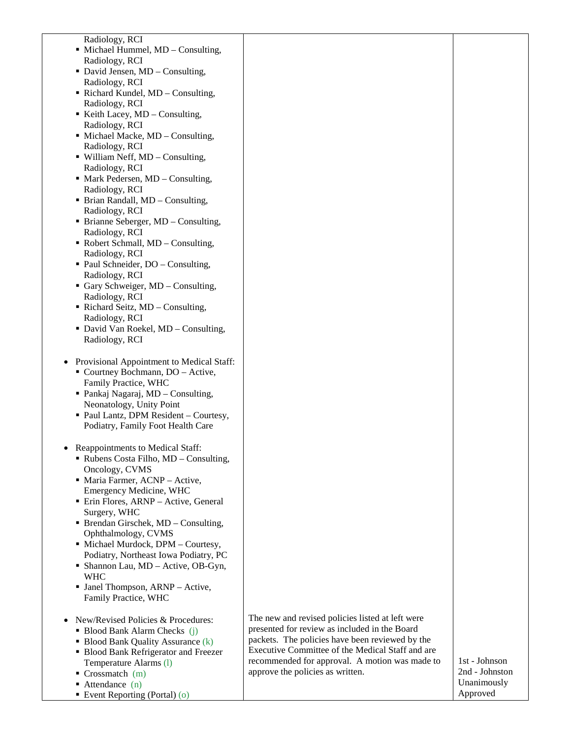| | | |
|---|---|---|
| Radiology, RCI<br>▪ Michael Hummel, MD – Consulting, Radiology, RCI<br>▪ David Jensen, MD – Consulting, Radiology, RCI<br>▪ Richard Kundel, MD – Consulting, Radiology, RCI<br>▪ Keith Lacey, MD – Consulting, Radiology, RCI<br>▪ Michael Macke, MD – Consulting, Radiology, RCI<br>▪ William Neff, MD – Consulting, Radiology, RCI<br>▪ Mark Pedersen, MD – Consulting, Radiology, RCI<br>▪ Brian Randall, MD – Consulting, Radiology, RCI<br>▪ Brianne Seberger, MD – Consulting, Radiology, RCI<br>▪ Robert Schmall, MD – Consulting, Radiology, RCI<br>▪ Paul Schneider, DO – Consulting, Radiology, RCI<br>▪ Gary Schweiger, MD – Consulting, Radiology, RCI<br>▪ Richard Seitz, MD – Consulting, Radiology, RCI<br>▪ David Van Roekel, MD – Consulting, Radiology, RCI<br><br>• Provisional Appointment to Medical Staff:<br>▪ Courtney Bochmann, DO – Active, Family Practice, WHC<br>▪ Pankaj Nagaraj, MD – Consulting, Neonatology, Unity Point<br>▪ Paul Lantz, DPM Resident – Courtesy, Podiatry, Family Foot Health Care<br><br>• Reappointments to Medical Staff:<br>▪ Rubens Costa Filho, MD – Consulting, Oncology, CVMS<br>▪ Maria Farmer, ACNP – Active, Emergency Medicine, WHC<br>▪ Erin Flores, ARNP – Active, General Surgery, WHC<br>▪ Brendan Girschek, MD – Consulting, Ophthalmology, CVMS<br>▪ Michael Murdock, DPM – Courtesy, Podiatry, Northeast Iowa Podiatry, PC<br>▪ Shannon Lau, MD – Active, OB-Gyn, WHC<br>▪ Janel Thompson, ARNP – Active, Family Practice, WHC | | |
| • New/Revised Policies & Procedures:<br>▪ Blood Bank Alarm Checks (j)<br>▪ Blood Bank Quality Assurance (k)<br>▪ Blood Bank Refrigerator and Freezer Temperature Alarms (l)<br>▪ Crossmatch (m)<br>▪ Attendance (n)<br>▪ Event Reporting (Portal) (o) | The new and revised policies listed at left were presented for review as included in the Board packets. The policies have been reviewed by the Executive Committee of the Medical Staff and are recommended for approval. A motion was made to approve the policies as written. | 1st - Johnson<br>2nd - Johnston<br>Unanimously Approved |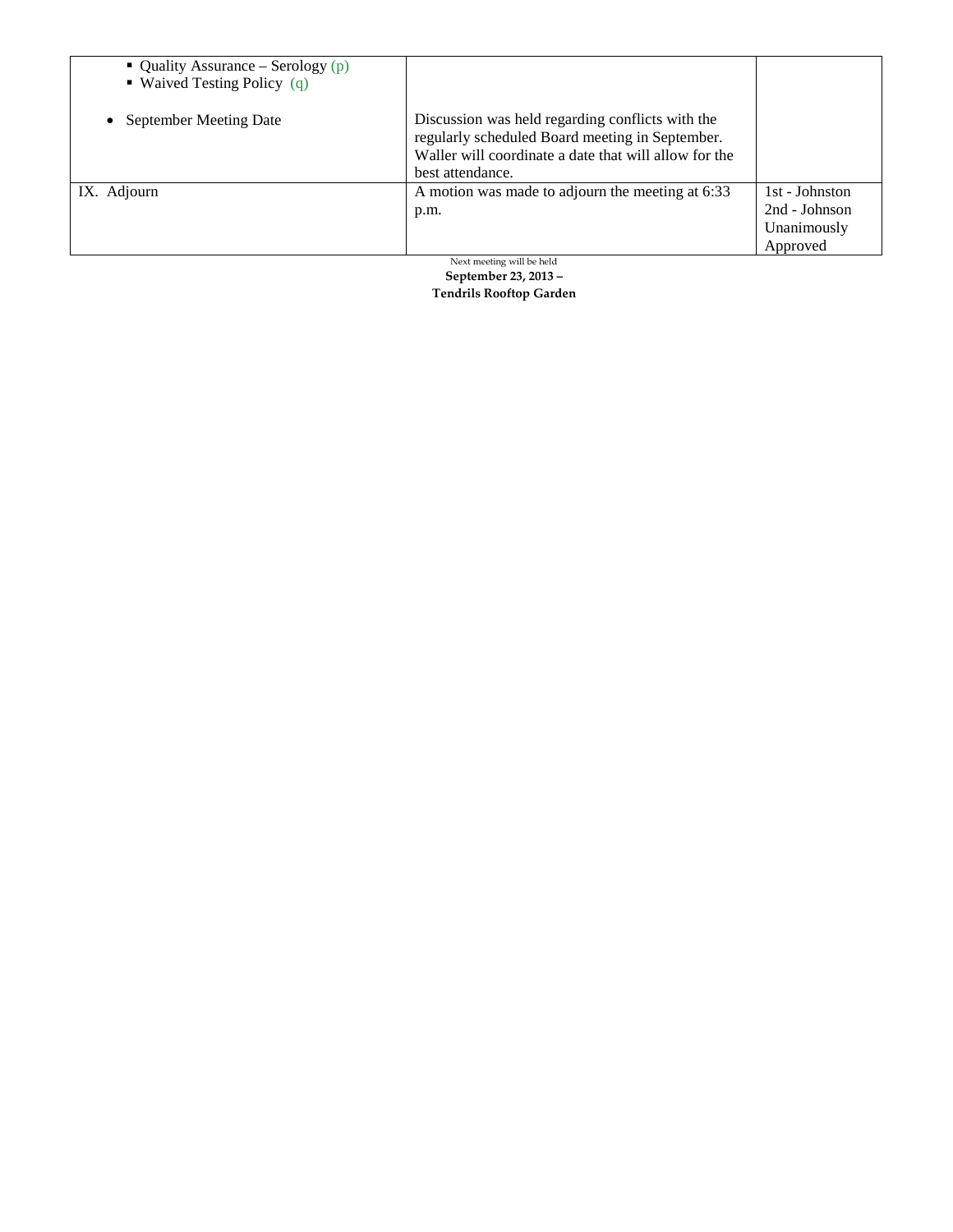| | | |
|---|---|---|
| ▪ Quality Assurance – Serology (p)<br>▪ Waived Testing Policy (q)<br><br>• September Meeting Date | <br><br><br>Discussion was held regarding conflicts with the regularly scheduled Board meeting in September. Waller will coordinate a date that will allow for the best attendance. | |
| IX. Adjourn | A motion was made to adjourn the meeting at 6:33 p.m. | 1st - Johnston<br>2nd - Johnson<br>Unanimously Approved |

Next meeting will be held
**September 23, 2013 –**
**Tendrils Rooftop Garden**